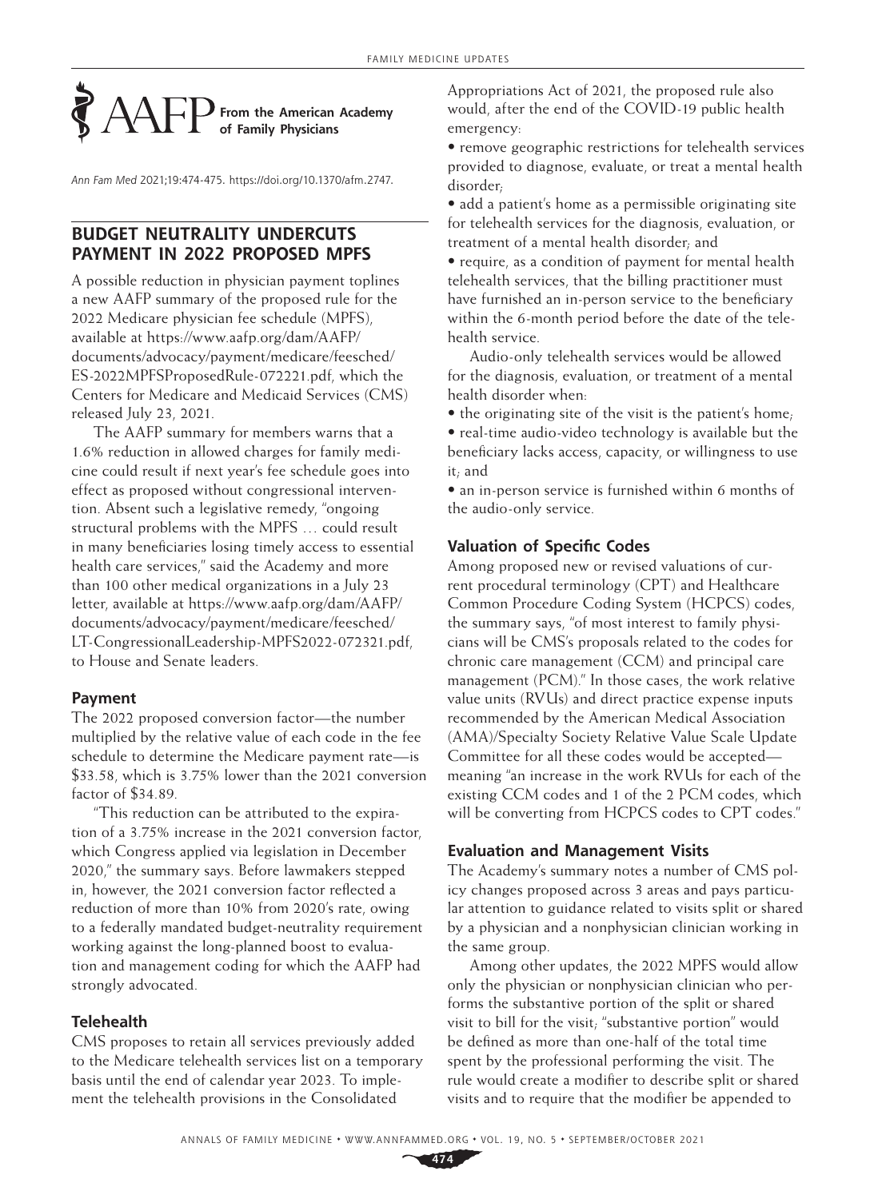**From the American Academy of Family Physicians**

*Ann Fam Med* 2021;19:474-475. https://doi.org/10.1370/afm.2747.

## BUDGET NEUTRALITY UNDERCUTS PAYMENT IN 2022 PROPOSED MPFS

A possible reduction in physician payment toplines a new AAFP summary of the proposed rule for the 2022 Medicare physician fee schedule (MPFS), available at https://www.aafp.org/dam/AAFP/documents/advocacy/payment/medicare/feesched/ES-2022MPFSProposedRule-072221.pdf, which the Centers for Medicare and Medicaid Services (CMS) released July 23, 2021.

The AAFP summary for members warns that a 1.6% reduction in allowed charges for family medicine could result if next year's fee schedule goes into effect as proposed without congressional intervention. Absent such a legislative remedy, "ongoing structural problems with the MPFS … could result in many beneficiaries losing timely access to essential health care services," said the Academy and more than 100 other medical organizations in a July 23 letter, available at https://www.aafp.org/dam/AAFP/documents/advocacy/payment/medicare/feesched/LT-CongressionalLeadership-MPFS2022-072321.pdf, to House and Senate leaders.

### Payment

The 2022 proposed conversion factor—the number multiplied by the relative value of each code in the fee schedule to determine the Medicare payment rate—is $33.58, which is 3.75% lower than the 2021 conversion factor of $34.89.

"This reduction can be attributed to the expiration of a 3.75% increase in the 2021 conversion factor, which Congress applied via legislation in December 2020," the summary says. Before lawmakers stepped in, however, the 2021 conversion factor reflected a reduction of more than 10% from 2020's rate, owing to a federally mandated budget-neutrality requirement working against the long-planned boost to evaluation and management coding for which the AAFP had strongly advocated.

### Telehealth

CMS proposes to retain all services previously added to the Medicare telehealth services list on a temporary basis until the end of calendar year 2023. To implement the telehealth provisions in the Consolidated Appropriations Act of 2021, the proposed rule also would, after the end of the COVID-19 public health emergency:

- remove geographic restrictions for telehealth services provided to diagnose, evaluate, or treat a mental health disorder;
- add a patient's home as a permissible originating site for telehealth services for the diagnosis, evaluation, or treatment of a mental health disorder; and
- require, as a condition of payment for mental health telehealth services, that the billing practitioner must have furnished an in-person service to the beneficiary within the 6-month period before the date of the telehealth service.

Audio-only telehealth services would be allowed for the diagnosis, evaluation, or treatment of a mental health disorder when:

- the originating site of the visit is the patient's home;
- real-time audio-video technology is available but the beneficiary lacks access, capacity, or willingness to use it; and
- an in-person service is furnished within 6 months of the audio-only service.

### Valuation of Specific Codes

Among proposed new or revised valuations of current procedural terminology (CPT) and Healthcare Common Procedure Coding System (HCPCS) codes, the summary says, "of most interest to family physicians will be CMS's proposals related to the codes for chronic care management (CCM) and principal care management (PCM)." In those cases, the work relative value units (RVUs) and direct practice expense inputs recommended by the American Medical Association (AMA)/Specialty Society Relative Value Scale Update Committee for all these codes would be accepted—meaning "an increase in the work RVUs for each of the existing CCM codes and 1 of the 2 PCM codes, which will be converting from HCPCS codes to CPT codes."

### Evaluation and Management Visits

The Academy's summary notes a number of CMS policy changes proposed across 3 areas and pays particular attention to guidance related to visits split or shared by a physician and a nonphysician clinician working in the same group.

Among other updates, the 2022 MPFS would allow only the physician or nonphysician clinician who performs the substantive portion of the split or shared visit to bill for the visit; "substantive portion" would be defined as more than one-half of the total time spent by the professional performing the visit. The rule would create a modifier to describe split or shared visits and to require that the modifier be appended to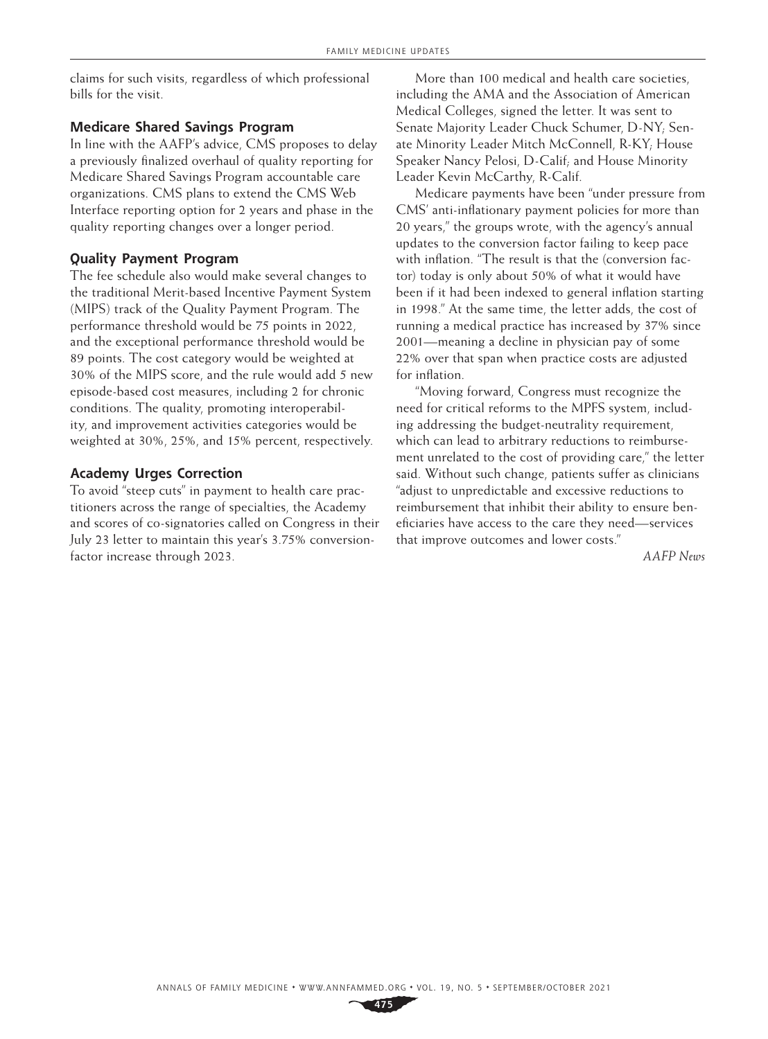claims for such visits, regardless of which professional bills for the visit.

### Medicare Shared Savings Program

In line with the AAFP's advice, CMS proposes to delay a previously finalized overhaul of quality reporting for Medicare Shared Savings Program accountable care organizations. CMS plans to extend the CMS Web Interface reporting option for 2 years and phase in the quality reporting changes over a longer period.

### Quality Payment Program

The fee schedule also would make several changes to the traditional Merit-based Incentive Payment System (MIPS) track of the Quality Payment Program. The performance threshold would be 75 points in 2022, and the exceptional performance threshold would be 89 points. The cost category would be weighted at 30% of the MIPS score, and the rule would add 5 new episode-based cost measures, including 2 for chronic conditions. The quality, promoting interoperability, and improvement activities categories would be weighted at 30%, 25%, and 15% percent, respectively.

### Academy Urges Correction

To avoid "steep cuts" in payment to health care practitioners across the range of specialties, the Academy and scores of co-signatories called on Congress in their July 23 letter to maintain this year's 3.75% conversion-factor increase through 2023.

More than 100 medical and health care societies, including the AMA and the Association of American Medical Colleges, signed the letter. It was sent to Senate Majority Leader Chuck Schumer, D-NY; Senate Minority Leader Mitch McConnell, R-KY; House Speaker Nancy Pelosi, D-Calif; and House Minority Leader Kevin McCarthy, R-Calif.

Medicare payments have been "under pressure from CMS' anti-inflationary payment policies for more than 20 years," the groups wrote, with the agency's annual updates to the conversion factor failing to keep pace with inflation. "The result is that the (conversion factor) today is only about 50% of what it would have been if it had been indexed to general inflation starting in 1998." At the same time, the letter adds, the cost of running a medical practice has increased by 37% since 2001—meaning a decline in physician pay of some 22% over that span when practice costs are adjusted for inflation.

"Moving forward, Congress must recognize the need for critical reforms to the MPFS system, including addressing the budget-neutrality requirement, which can lead to arbitrary reductions to reimbursement unrelated to the cost of providing care," the letter said. Without such change, patients suffer as clinicians "adjust to unpredictable and excessive reductions to reimbursement that inhibit their ability to ensure beneficiaries have access to the care they need—services that improve outcomes and lower costs."

*AAFP News*